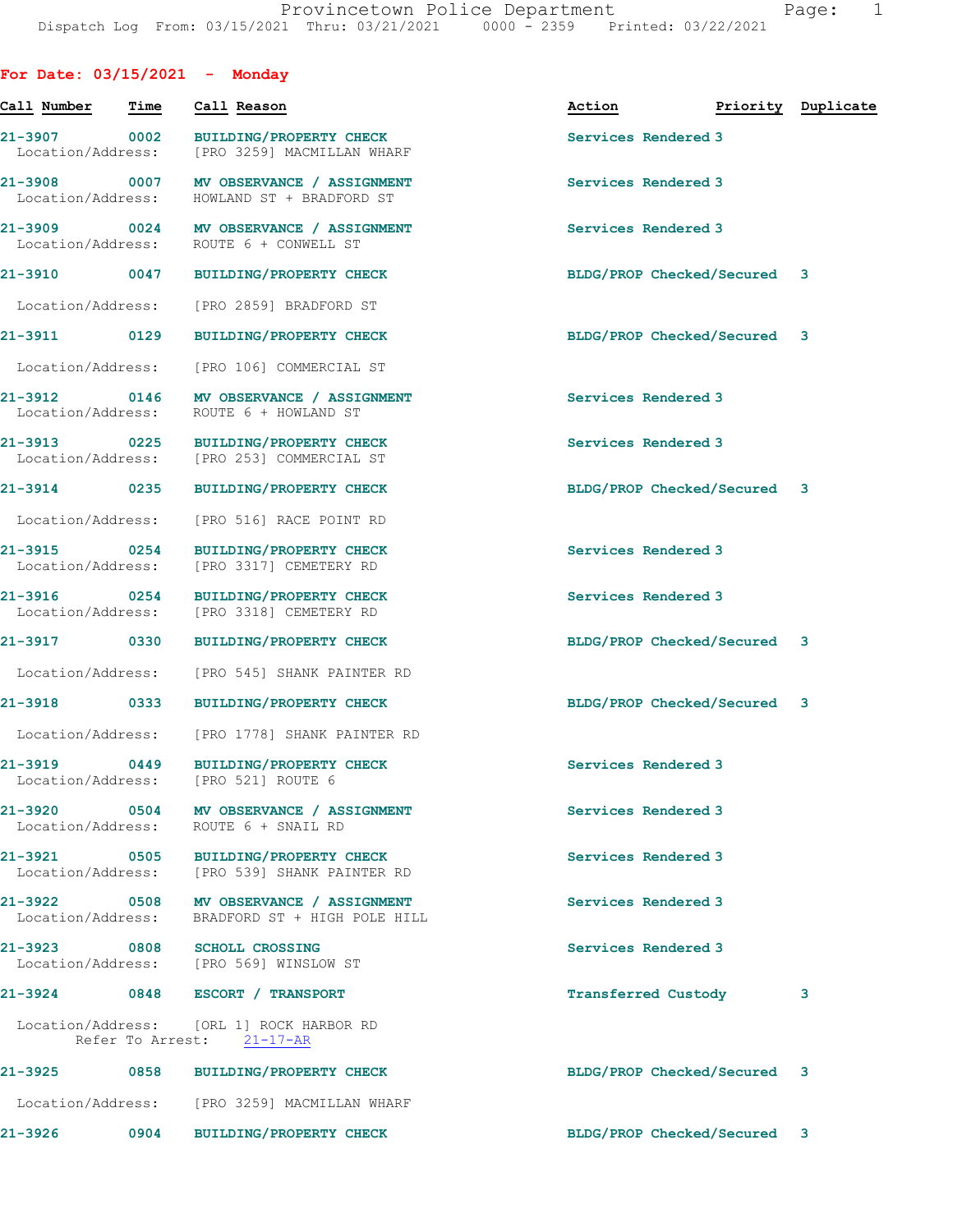Provincetown Police Department
Dispatch Log From: 03/15/2021 Thru: 03/21/2021 0000 - 2359 Printed: 03/22/2021

## For Date: 03/15/2021 - Monday

| Call Number | Time | Call Reason | Action | Priority | Duplicate |
|---|---|---|---|---|---|
| 21-3907 | 0002 | BUILDING/PROPERTY CHECK | Services Rendered | 3 | |
| Location/Address: | | [PRO 3259] MACMILLAN WHARF | | | |
| 21-3908 | 0007 | MV OBSERVANCE / ASSIGNMENT | Services Rendered | 3 | |
| Location/Address: | | HOWLAND ST + BRADFORD ST | | | |
| 21-3909 | 0024 | MV OBSERVANCE / ASSIGNMENT | Services Rendered | 3 | |
| Location/Address: | | ROUTE 6 + CONWELL ST | | | |
| 21-3910 | 0047 | BUILDING/PROPERTY CHECK | BLDG/PROP Checked/Secured | 3 | |
| Location/Address: | | [PRO 2859] BRADFORD ST | | | |
| 21-3911 | 0129 | BUILDING/PROPERTY CHECK | BLDG/PROP Checked/Secured | 3 | |
| Location/Address: | | [PRO 106] COMMERCIAL ST | | | |
| 21-3912 | 0146 | MV OBSERVANCE / ASSIGNMENT | Services Rendered | 3 | |
| Location/Address: | | ROUTE 6 + HOWLAND ST | | | |
| 21-3913 | 0225 | BUILDING/PROPERTY CHECK | Services Rendered | 3 | |
| Location/Address: | | [PRO 253] COMMERCIAL ST | | | |
| 21-3914 | 0235 | BUILDING/PROPERTY CHECK | BLDG/PROP Checked/Secured | 3 | |
| Location/Address: | | [PRO 516] RACE POINT RD | | | |
| 21-3915 | 0254 | BUILDING/PROPERTY CHECK | Services Rendered | 3 | |
| Location/Address: | | [PRO 3317] CEMETERY RD | | | |
| 21-3916 | 0254 | BUILDING/PROPERTY CHECK | Services Rendered | 3 | |
| Location/Address: | | [PRO 3318] CEMETERY RD | | | |
| 21-3917 | 0330 | BUILDING/PROPERTY CHECK | BLDG/PROP Checked/Secured | 3 | |
| Location/Address: | | [PRO 545] SHANK PAINTER RD | | | |
| 21-3918 | 0333 | BUILDING/PROPERTY CHECK | BLDG/PROP Checked/Secured | 3 | |
| Location/Address: | | [PRO 1778] SHANK PAINTER RD | | | |
| 21-3919 | 0449 | BUILDING/PROPERTY CHECK | Services Rendered | 3 | |
| Location/Address: | | [PRO 521] ROUTE 6 | | | |
| 21-3920 | 0504 | MV OBSERVANCE / ASSIGNMENT | Services Rendered | 3 | |
| Location/Address: | | ROUTE 6 + SNAIL RD | | | |
| 21-3921 | 0505 | BUILDING/PROPERTY CHECK | Services Rendered | 3 | |
| Location/Address: | | [PRO 539] SHANK PAINTER RD | | | |
| 21-3922 | 0508 | MV OBSERVANCE / ASSIGNMENT | Services Rendered | 3 | |
| Location/Address: | | BRADFORD ST + HIGH POLE HILL | | | |
| 21-3923 | 0808 | SCHOLL CROSSING | Services Rendered | 3 | |
| Location/Address: | | [PRO 569] WINSLOW ST | | | |
| 21-3924 | 0848 | ESCORT / TRANSPORT | Transferred Custody | 3 | |
| Location/Address: | | [ORL 1] ROCK HARBOR RD | | | |
| Refer To Arrest: | | 21-17-AR | | | |
| 21-3925 | 0858 | BUILDING/PROPERTY CHECK | BLDG/PROP Checked/Secured | 3 | |
| Location/Address: | | [PRO 3259] MACMILLAN WHARF | | | |
| 21-3926 | 0904 | BUILDING/PROPERTY CHECK | BLDG/PROP Checked/Secured | 3 | |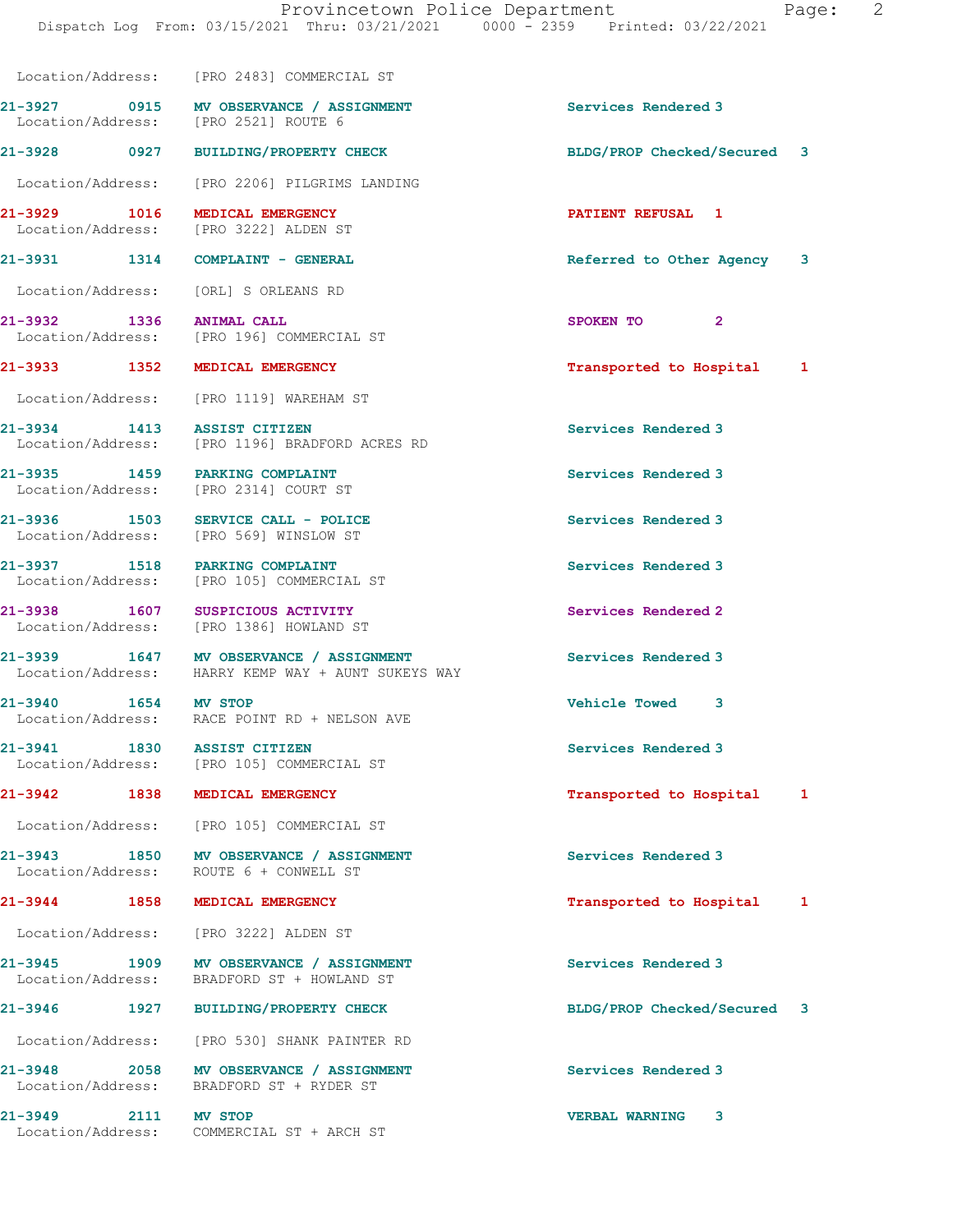Location/Address: [PRO 2483] COMMERCIAL ST

| Call # | Time | Call Reason | Action | Priority |
|---|---|---|---|---|
| 21-3927 | 0915 | MV OBSERVANCE / ASSIGNMENT | Services Rendered | 3 |
| | | Location/Address: [PRO 2521] ROUTE 6 | | |
| 21-3928 | 0927 | BUILDING/PROPERTY CHECK | BLDG/PROP Checked/Secured | 3 |
| | | Location/Address: [PRO 2206] PILGRIMS LANDING | | |
| 21-3929 | 1016 | MEDICAL EMERGENCY | PATIENT REFUSAL | 1 |
| | | Location/Address: [PRO 3222] ALDEN ST | | |
| 21-3931 | 1314 | COMPLAINT - GENERAL | Referred to Other Agency | 3 |
| | | Location/Address: [ORL] S ORLEANS RD | | |
| 21-3932 | 1336 | ANIMAL CALL | SPOKEN TO | 2 |
| | | Location/Address: [PRO 196] COMMERCIAL ST | | |
| 21-3933 | 1352 | MEDICAL EMERGENCY | Transported to Hospital | 1 |
| | | Location/Address: [PRO 1119] WAREHAM ST | | |
| 21-3934 | 1413 | ASSIST CITIZEN | Services Rendered | 3 |
| | | Location/Address: [PRO 1196] BRADFORD ACRES RD | | |
| 21-3935 | 1459 | PARKING COMPLAINT | Services Rendered | 3 |
| | | Location/Address: [PRO 2314] COURT ST | | |
| 21-3936 | 1503 | SERVICE CALL - POLICE | Services Rendered | 3 |
| | | Location/Address: [PRO 569] WINSLOW ST | | |
| 21-3937 | 1518 | PARKING COMPLAINT | Services Rendered | 3 |
| | | Location/Address: [PRO 105] COMMERCIAL ST | | |
| 21-3938 | 1607 | SUSPICIOUS ACTIVITY | Services Rendered | 2 |
| | | Location/Address: [PRO 1386] HOWLAND ST | | |
| 21-3939 | 1647 | MV OBSERVANCE / ASSIGNMENT | Services Rendered | 3 |
| | | Location/Address: HARRY KEMP WAY + AUNT SUKEYS WAY | | |
| 21-3940 | 1654 | MV STOP | Vehicle Towed | 3 |
| | | Location/Address: RACE POINT RD + NELSON AVE | | |
| 21-3941 | 1830 | ASSIST CITIZEN | Services Rendered | 3 |
| | | Location/Address: [PRO 105] COMMERCIAL ST | | |
| 21-3942 | 1838 | MEDICAL EMERGENCY | Transported to Hospital | 1 |
| | | Location/Address: [PRO 105] COMMERCIAL ST | | |
| 21-3943 | 1850 | MV OBSERVANCE / ASSIGNMENT | Services Rendered | 3 |
| | | Location/Address: ROUTE 6 + CONWELL ST | | |
| 21-3944 | 1858 | MEDICAL EMERGENCY | Transported to Hospital | 1 |
| | | Location/Address: [PRO 3222] ALDEN ST | | |
| 21-3945 | 1909 | MV OBSERVANCE / ASSIGNMENT | Services Rendered | 3 |
| | | Location/Address: BRADFORD ST + HOWLAND ST | | |
| 21-3946 | 1927 | BUILDING/PROPERTY CHECK | BLDG/PROP Checked/Secured | 3 |
| | | Location/Address: [PRO 530] SHANK PAINTER RD | | |
| 21-3948 | 2058 | MV OBSERVANCE / ASSIGNMENT | Services Rendered | 3 |
| | | Location/Address: BRADFORD ST + RYDER ST | | |
| 21-3949 | 2111 | MV STOP | VERBAL WARNING | 3 |
| | | Location/Address: COMMERCIAL ST + ARCH ST | | |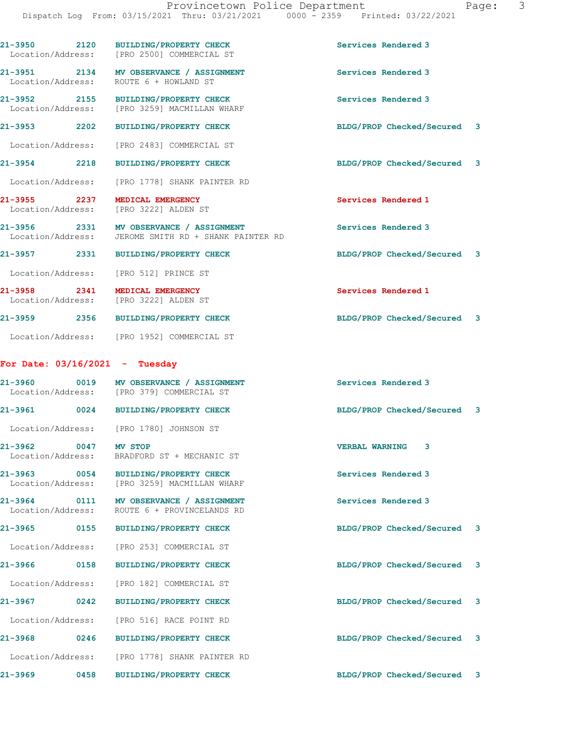21-3950 2120 BUILDING/PROPERTY CHECK Services Rendered 3
Location/Address: [PRO 2500] COMMERCIAL ST

21-3951 2134 MV OBSERVANCE / ASSIGNMENT Services Rendered 3
Location/Address: ROUTE 6 + HOWLAND ST

21-3952 2155 BUILDING/PROPERTY CHECK Services Rendered 3
Location/Address: [PRO 3259] MACMILLAN WHARF

21-3953 2202 BUILDING/PROPERTY CHECK BLDG/PROP Checked/Secured 3
Location/Address: [PRO 2483] COMMERCIAL ST

21-3954 2218 BUILDING/PROPERTY CHECK BLDG/PROP Checked/Secured 3
Location/Address: [PRO 1778] SHANK PAINTER RD

21-3955 2237 MEDICAL EMERGENCY Services Rendered 1
Location/Address: [PRO 3222] ALDEN ST

21-3956 2331 MV OBSERVANCE / ASSIGNMENT Services Rendered 3
Location/Address: JEROME SMITH RD + SHANK PAINTER RD

21-3957 2331 BUILDING/PROPERTY CHECK BLDG/PROP Checked/Secured 3
Location/Address: [PRO 512] PRINCE ST

21-3958 2341 MEDICAL EMERGENCY Services Rendered 1
Location/Address: [PRO 3222] ALDEN ST

21-3959 2356 BUILDING/PROPERTY CHECK BLDG/PROP Checked/Secured 3
Location/Address: [PRO 1952] COMMERCIAL ST

## For Date: 03/16/2021 - Tuesday

21-3960 0019 MV OBSERVANCE / ASSIGNMENT Services Rendered 3
Location/Address: [PRO 379] COMMERCIAL ST

21-3961 0024 BUILDING/PROPERTY CHECK BLDG/PROP Checked/Secured 3
Location/Address: [PRO 1780] JOHNSON ST

21-3962 0047 MV STOP VERBAL WARNING 3
Location/Address: BRADFORD ST + MECHANIC ST

21-3963 0054 BUILDING/PROPERTY CHECK Services Rendered 3
Location/Address: [PRO 3259] MACMILLAN WHARF

21-3964 0111 MV OBSERVANCE / ASSIGNMENT Services Rendered 3
Location/Address: ROUTE 6 + PROVINCELANDS RD

21-3965 0155 BUILDING/PROPERTY CHECK BLDG/PROP Checked/Secured 3
Location/Address: [PRO 253] COMMERCIAL ST

21-3966 0158 BUILDING/PROPERTY CHECK BLDG/PROP Checked/Secured 3
Location/Address: [PRO 182] COMMERCIAL ST

21-3967 0242 BUILDING/PROPERTY CHECK BLDG/PROP Checked/Secured 3
Location/Address: [PRO 516] RACE POINT RD

21-3968 0246 BUILDING/PROPERTY CHECK BLDG/PROP Checked/Secured 3
Location/Address: [PRO 1778] SHANK PAINTER RD

21-3969 0458 BUILDING/PROPERTY CHECK BLDG/PROP Checked/Secured 3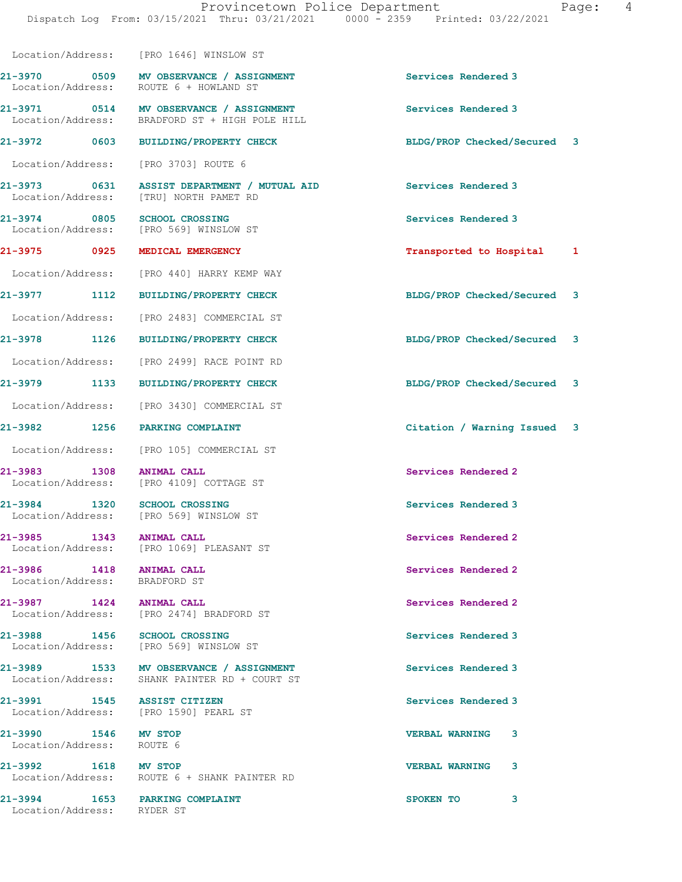Location/Address: [PRO 1646] WINSLOW ST

| Call Number | Time | Call Reason | Action | Priority |
|---|---|---|---|---|
| 21-3970 | 0509 | MV OBSERVANCE / ASSIGNMENT | Services Rendered | 3 |
| | | Location/Address: ROUTE 6 + HOWLAND ST | | |
| 21-3971 | 0514 | MV OBSERVANCE / ASSIGNMENT | Services Rendered | 3 |
| | | Location/Address: BRADFORD ST + HIGH POLE HILL | | |
| 21-3972 | 0603 | BUILDING/PROPERTY CHECK | BLDG/PROP Checked/Secured | 3 |
| | | Location/Address: [PRO 3703] ROUTE 6 | | |
| 21-3973 | 0631 | ASSIST DEPARTMENT / MUTUAL AID | Services Rendered | 3 |
| | | Location/Address: [TRU] NORTH PAMET RD | | |
| 21-3974 | 0805 | SCHOOL CROSSING | Services Rendered | 3 |
| | | Location/Address: [PRO 569] WINSLOW ST | | |
| 21-3975 | 0925 | MEDICAL EMERGENCY | Transported to Hospital | 1 |
| | | Location/Address: [PRO 440] HARRY KEMP WAY | | |
| 21-3977 | 1112 | BUILDING/PROPERTY CHECK | BLDG/PROP Checked/Secured | 3 |
| | | Location/Address: [PRO 2483] COMMERCIAL ST | | |
| 21-3978 | 1126 | BUILDING/PROPERTY CHECK | BLDG/PROP Checked/Secured | 3 |
| | | Location/Address: [PRO 2499] RACE POINT RD | | |
| 21-3979 | 1133 | BUILDING/PROPERTY CHECK | BLDG/PROP Checked/Secured | 3 |
| | | Location/Address: [PRO 3430] COMMERCIAL ST | | |
| 21-3982 | 1256 | PARKING COMPLAINT | Citation / Warning Issued | 3 |
| | | Location/Address: [PRO 105] COMMERCIAL ST | | |
| 21-3983 | 1308 | ANIMAL CALL | Services Rendered | 2 |
| | | Location/Address: [PRO 4109] COTTAGE ST | | |
| 21-3984 | 1320 | SCHOOL CROSSING | Services Rendered | 3 |
| | | Location/Address: [PRO 569] WINSLOW ST | | |
| 21-3985 | 1343 | ANIMAL CALL | Services Rendered | 2 |
| | | Location/Address: [PRO 1069] PLEASANT ST | | |
| 21-3986 | 1418 | ANIMAL CALL | Services Rendered | 2 |
| | | Location/Address: BRADFORD ST | | |
| 21-3987 | 1424 | ANIMAL CALL | Services Rendered | 2 |
| | | Location/Address: [PRO 2474] BRADFORD ST | | |
| 21-3988 | 1456 | SCHOOL CROSSING | Services Rendered | 3 |
| | | Location/Address: [PRO 569] WINSLOW ST | | |
| 21-3989 | 1533 | MV OBSERVANCE / ASSIGNMENT | Services Rendered | 3 |
| | | Location/Address: SHANK PAINTER RD + COURT ST | | |
| 21-3991 | 1545 | ASSIST CITIZEN | Services Rendered | 3 |
| | | Location/Address: [PRO 1590] PEARL ST | | |
| 21-3990 | 1546 | MV STOP | VERBAL WARNING | 3 |
| | | Location/Address: ROUTE 6 | | |
| 21-3992 | 1618 | MV STOP | VERBAL WARNING | 3 |
| | | Location/Address: ROUTE 6 + SHANK PAINTER RD | | |
| 21-3994 | 1653 | PARKING COMPLAINT | SPOKEN TO | 3 |
| | | Location/Address: RYDER ST | | |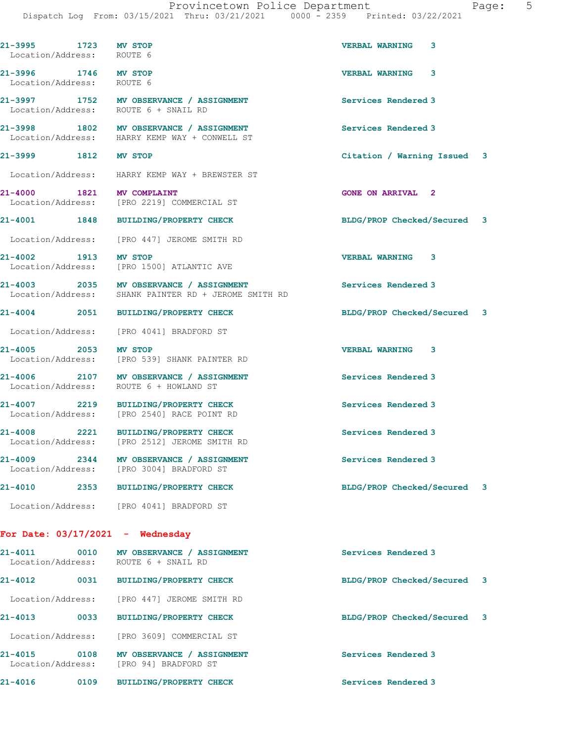21-3995 1723 MV STOP VERBAL WARNING 3
Location/Address: ROUTE 6

21-3996 1746 MV STOP VERBAL WARNING 3
Location/Address: ROUTE 6

21-3997 1752 MV OBSERVANCE / ASSIGNMENT Services Rendered 3
Location/Address: ROUTE 6 + SNAIL RD

21-3998 1802 MV OBSERVANCE / ASSIGNMENT Services Rendered 3
Location/Address: HARRY KEMP WAY + CONWELL ST

21-3999 1812 MV STOP Citation / Warning Issued 3
Location/Address: HARRY KEMP WAY + BREWSTER ST

21-4000 1821 MV COMPLAINT GONE ON ARRIVAL 2
Location/Address: [PRO 2219] COMMERCIAL ST

21-4001 1848 BUILDING/PROPERTY CHECK BLDG/PROP Checked/Secured 3
Location/Address: [PRO 447] JEROME SMITH RD

21-4002 1913 MV STOP VERBAL WARNING 3
Location/Address: [PRO 1500] ATLANTIC AVE

21-4003 2035 MV OBSERVANCE / ASSIGNMENT Services Rendered 3
Location/Address: SHANK PAINTER RD + JEROME SMITH RD

21-4004 2051 BUILDING/PROPERTY CHECK BLDG/PROP Checked/Secured 3
Location/Address: [PRO 4041] BRADFORD ST

21-4005 2053 MV STOP VERBAL WARNING 3
Location/Address: [PRO 539] SHANK PAINTER RD

21-4006 2107 MV OBSERVANCE / ASSIGNMENT Services Rendered 3
Location/Address: ROUTE 6 + HOWLAND ST

21-4007 2219 BUILDING/PROPERTY CHECK Services Rendered 3
Location/Address: [PRO 2540] RACE POINT RD

21-4008 2221 BUILDING/PROPERTY CHECK Services Rendered 3
Location/Address: [PRO 2512] JEROME SMITH RD

21-4009 2344 MV OBSERVANCE / ASSIGNMENT Services Rendered 3
Location/Address: [PRO 3004] BRADFORD ST

21-4010 2353 BUILDING/PROPERTY CHECK BLDG/PROP Checked/Secured 3
Location/Address: [PRO 4041] BRADFORD ST

## For Date: 03/17/2021 - Wednesday

21-4011 0010 MV OBSERVANCE / ASSIGNMENT Services Rendered 3
Location/Address: ROUTE 6 + SNAIL RD

21-4012 0031 BUILDING/PROPERTY CHECK BLDG/PROP Checked/Secured 3
Location/Address: [PRO 447] JEROME SMITH RD

21-4013 0033 BUILDING/PROPERTY CHECK BLDG/PROP Checked/Secured 3
Location/Address: [PRO 3609] COMMERCIAL ST

21-4015 0108 MV OBSERVANCE / ASSIGNMENT Services Rendered 3
Location/Address: [PRO 94] BRADFORD ST

21-4016 0109 BUILDING/PROPERTY CHECK Services Rendered 3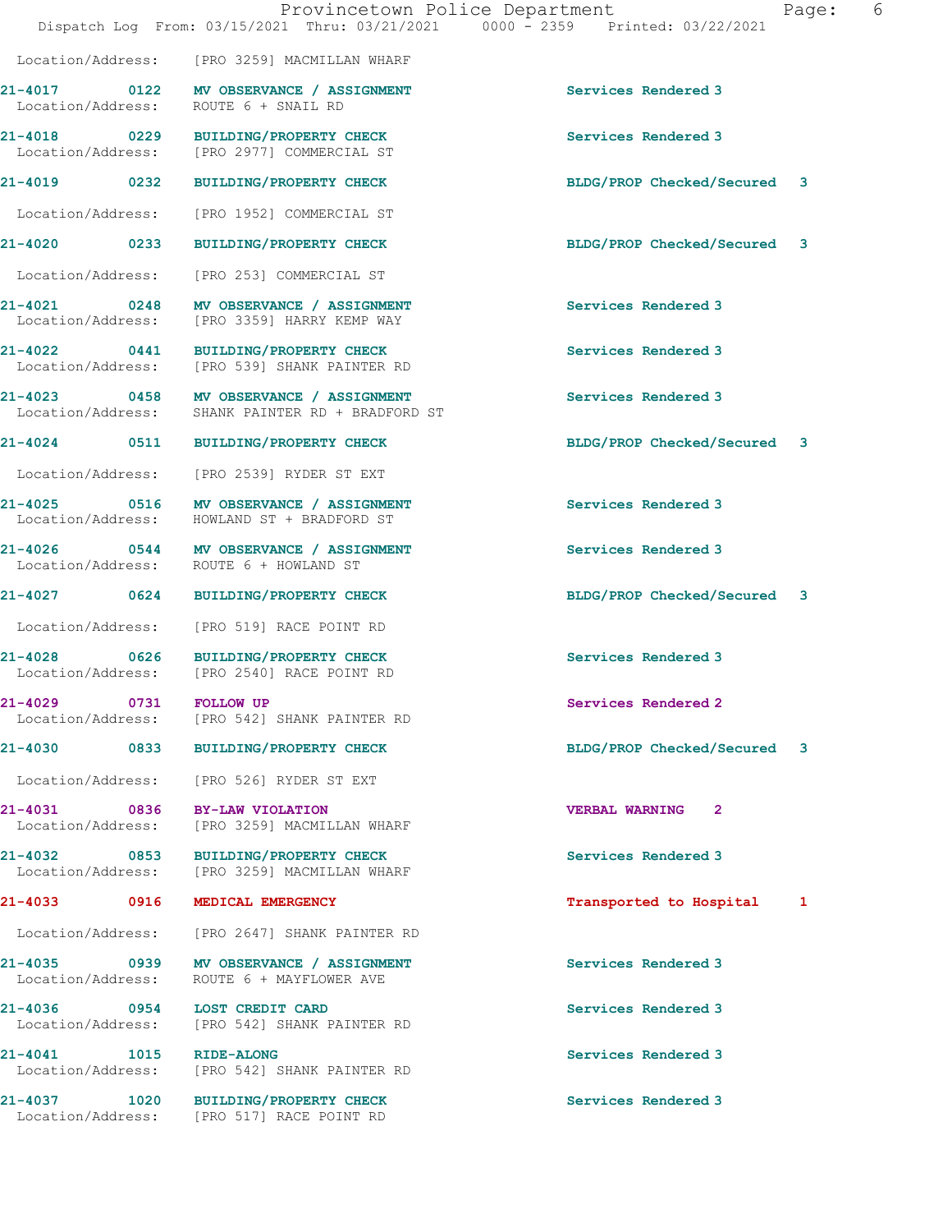Location/Address: [PRO 3259] MACMILLAN WHARF

| Call # | Time | Call Type | Disposition |
|---|---|---|---|
| 21-4017 | 0122 | MV OBSERVANCE / ASSIGNMENT | Services Rendered 3 |
| | | Location/Address: ROUTE 6 + SNAIL RD | |
| 21-4018 | 0229 | BUILDING/PROPERTY CHECK | Services Rendered 3 |
| | | Location/Address: [PRO 2977] COMMERCIAL ST | |
| 21-4019 | 0232 | BUILDING/PROPERTY CHECK | BLDG/PROP Checked/Secured 3 |
| | | Location/Address: [PRO 1952] COMMERCIAL ST | |
| 21-4020 | 0233 | BUILDING/PROPERTY CHECK | BLDG/PROP Checked/Secured 3 |
| | | Location/Address: [PRO 253] COMMERCIAL ST | |
| 21-4021 | 0248 | MV OBSERVANCE / ASSIGNMENT | Services Rendered 3 |
| | | Location/Address: [PRO 3359] HARRY KEMP WAY | |
| 21-4022 | 0441 | BUILDING/PROPERTY CHECK | Services Rendered 3 |
| | | Location/Address: [PRO 539] SHANK PAINTER RD | |
| 21-4023 | 0458 | MV OBSERVANCE / ASSIGNMENT | Services Rendered 3 |
| | | Location/Address: SHANK PAINTER RD + BRADFORD ST | |
| 21-4024 | 0511 | BUILDING/PROPERTY CHECK | BLDG/PROP Checked/Secured 3 |
| | | Location/Address: [PRO 2539] RYDER ST EXT | |
| 21-4025 | 0516 | MV OBSERVANCE / ASSIGNMENT | Services Rendered 3 |
| | | Location/Address: HOWLAND ST + BRADFORD ST | |
| 21-4026 | 0544 | MV OBSERVANCE / ASSIGNMENT | Services Rendered 3 |
| | | Location/Address: ROUTE 6 + HOWLAND ST | |
| 21-4027 | 0624 | BUILDING/PROPERTY CHECK | BLDG/PROP Checked/Secured 3 |
| | | Location/Address: [PRO 519] RACE POINT RD | |
| 21-4028 | 0626 | BUILDING/PROPERTY CHECK | Services Rendered 3 |
| | | Location/Address: [PRO 2540] RACE POINT RD | |
| 21-4029 | 0731 | FOLLOW UP | Services Rendered 2 |
| | | Location/Address: [PRO 542] SHANK PAINTER RD | |
| 21-4030 | 0833 | BUILDING/PROPERTY CHECK | BLDG/PROP Checked/Secured 3 |
| | | Location/Address: [PRO 526] RYDER ST EXT | |
| 21-4031 | 0836 | BY-LAW VIOLATION | VERBAL WARNING 2 |
| | | Location/Address: [PRO 3259] MACMILLAN WHARF | |
| 21-4032 | 0853 | BUILDING/PROPERTY CHECK | Services Rendered 3 |
| | | Location/Address: [PRO 3259] MACMILLAN WHARF | |
| 21-4033 | 0916 | MEDICAL EMERGENCY | Transported to Hospital 1 |
| | | Location/Address: [PRO 2647] SHANK PAINTER RD | |
| 21-4035 | 0939 | MV OBSERVANCE / ASSIGNMENT | Services Rendered 3 |
| | | Location/Address: ROUTE 6 + MAYFLOWER AVE | |
| 21-4036 | 0954 | LOST CREDIT CARD | Services Rendered 3 |
| | | Location/Address: [PRO 542] SHANK PAINTER RD | |
| 21-4041 | 1015 | RIDE-ALONG | Services Rendered 3 |
| | | Location/Address: [PRO 542] SHANK PAINTER RD | |
| 21-4037 | 1020 | BUILDING/PROPERTY CHECK | Services Rendered 3 |
| | | Location/Address: [PRO 517] RACE POINT RD | |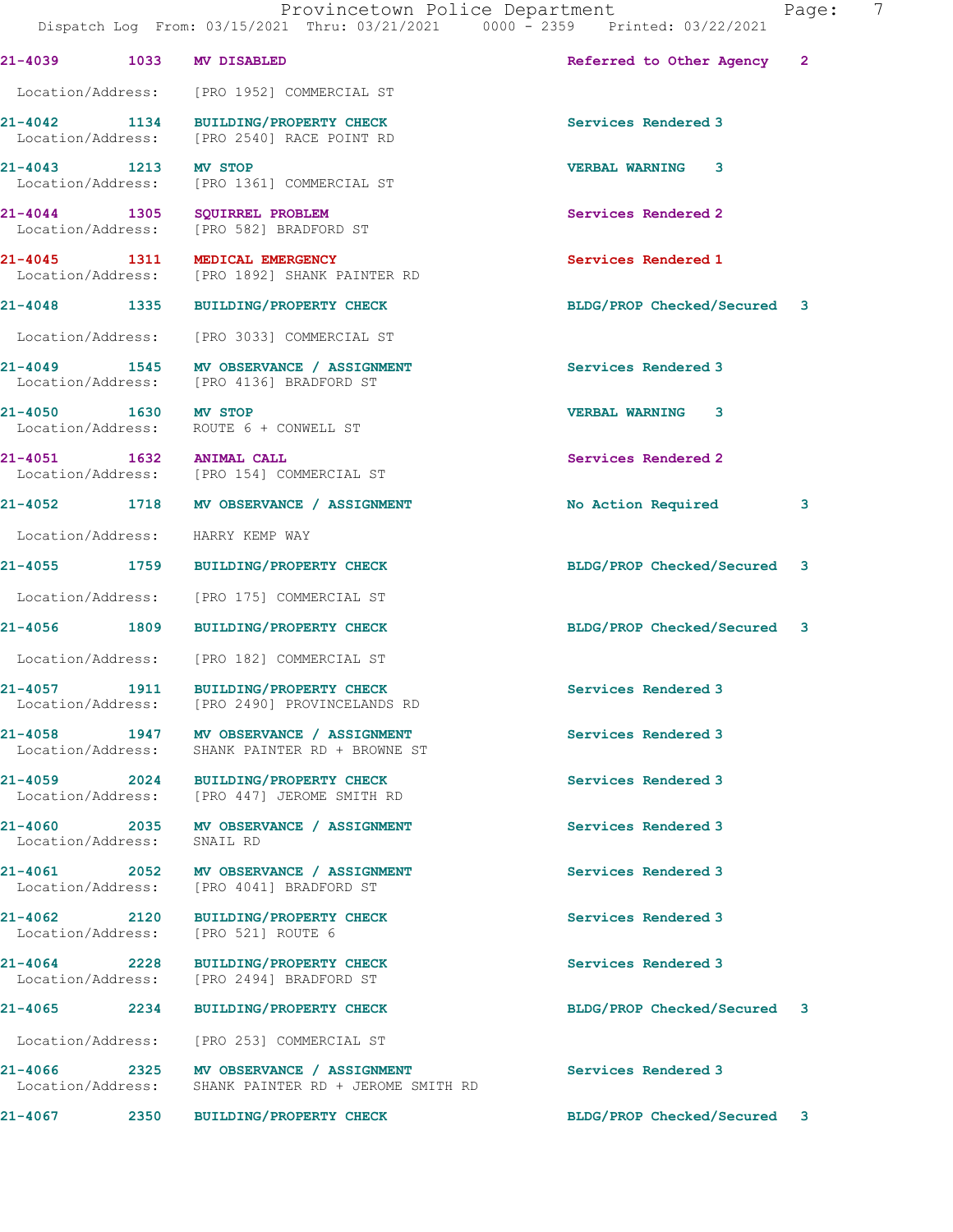| Call # | Time | Call Type | Action | Priority |
|---|---|---|---|---|
| 21-4039 | 1033 | MV DISABLED | Referred to Other Agency | 2 |

Location/Address: [PRO 1952] COMMERCIAL ST

| Call # | Time | Call Type | Action | Priority |
|---|---|---|---|---|
| 21-4042 | 1134 | BUILDING/PROPERTY CHECK | Services Rendered | 3 |

Location/Address: [PRO 2540] RACE POINT RD

| Call # | Time | Call Type | Action | Priority |
|---|---|---|---|---|
| 21-4043 | 1213 | MV STOP | VERBAL WARNING | 3 |

Location/Address: [PRO 1361] COMMERCIAL ST

| Call # | Time | Call Type | Action | Priority |
|---|---|---|---|---|
| 21-4044 | 1305 | SQUIRREL PROBLEM | Services Rendered | 2 |

Location/Address: [PRO 582] BRADFORD ST

| Call # | Time | Call Type | Action | Priority |
|---|---|---|---|---|
| 21-4045 | 1311 | MEDICAL EMERGENCY | Services Rendered | 1 |

Location/Address: [PRO 1892] SHANK PAINTER RD

| Call # | Time | Call Type | Action | Priority |
|---|---|---|---|---|
| 21-4048 | 1335 | BUILDING/PROPERTY CHECK | BLDG/PROP Checked/Secured | 3 |

Location/Address: [PRO 3033] COMMERCIAL ST

| Call # | Time | Call Type | Action | Priority |
|---|---|---|---|---|
| 21-4049 | 1545 | MV OBSERVANCE / ASSIGNMENT | Services Rendered | 3 |

Location/Address: [PRO 4136] BRADFORD ST

| Call # | Time | Call Type | Action | Priority |
|---|---|---|---|---|
| 21-4050 | 1630 | MV STOP | VERBAL WARNING | 3 |

Location/Address: ROUTE 6 + CONWELL ST

| Call # | Time | Call Type | Action | Priority |
|---|---|---|---|---|
| 21-4051 | 1632 | ANIMAL CALL | Services Rendered | 2 |

Location/Address: [PRO 154] COMMERCIAL ST

| Call # | Time | Call Type | Action | Priority |
|---|---|---|---|---|
| 21-4052 | 1718 | MV OBSERVANCE / ASSIGNMENT | No Action Required | 3 |

Location/Address: HARRY KEMP WAY

| Call # | Time | Call Type | Action | Priority |
|---|---|---|---|---|
| 21-4055 | 1759 | BUILDING/PROPERTY CHECK | BLDG/PROP Checked/Secured | 3 |

Location/Address: [PRO 175] COMMERCIAL ST

| Call # | Time | Call Type | Action | Priority |
|---|---|---|---|---|
| 21-4056 | 1809 | BUILDING/PROPERTY CHECK | BLDG/PROP Checked/Secured | 3 |

Location/Address: [PRO 182] COMMERCIAL ST

| Call # | Time | Call Type | Action | Priority |
|---|---|---|---|---|
| 21-4057 | 1911 | BUILDING/PROPERTY CHECK | Services Rendered | 3 |

Location/Address: [PRO 2490] PROVINCELANDS RD

| Call # | Time | Call Type | Action | Priority |
|---|---|---|---|---|
| 21-4058 | 1947 | MV OBSERVANCE / ASSIGNMENT | Services Rendered | 3 |

Location/Address: SHANK PAINTER RD + BROWNE ST

| Call # | Time | Call Type | Action | Priority |
|---|---|---|---|---|
| 21-4059 | 2024 | BUILDING/PROPERTY CHECK | Services Rendered | 3 |

Location/Address: [PRO 447] JEROME SMITH RD

| Call # | Time | Call Type | Action | Priority |
|---|---|---|---|---|
| 21-4060 | 2035 | MV OBSERVANCE / ASSIGNMENT | Services Rendered | 3 |

Location/Address: SNAIL RD

| Call # | Time | Call Type | Action | Priority |
|---|---|---|---|---|
| 21-4061 | 2052 | MV OBSERVANCE / ASSIGNMENT | Services Rendered | 3 |

Location/Address: [PRO 4041] BRADFORD ST

| Call # | Time | Call Type | Action | Priority |
|---|---|---|---|---|
| 21-4062 | 2120 | BUILDING/PROPERTY CHECK | Services Rendered | 3 |

Location/Address: [PRO 521] ROUTE 6

| Call # | Time | Call Type | Action | Priority |
|---|---|---|---|---|
| 21-4064 | 2228 | BUILDING/PROPERTY CHECK | Services Rendered | 3 |

Location/Address: [PRO 2494] BRADFORD ST

| Call # | Time | Call Type | Action | Priority |
|---|---|---|---|---|
| 21-4065 | 2234 | BUILDING/PROPERTY CHECK | BLDG/PROP Checked/Secured | 3 |

Location/Address: [PRO 253] COMMERCIAL ST

| Call # | Time | Call Type | Action | Priority |
|---|---|---|---|---|
| 21-4066 | 2325 | MV OBSERVANCE / ASSIGNMENT | Services Rendered | 3 |

Location/Address: SHANK PAINTER RD + JEROME SMITH RD

| Call # | Time | Call Type | Action | Priority |
|---|---|---|---|---|
| 21-4067 | 2350 | BUILDING/PROPERTY CHECK | BLDG/PROP Checked/Secured | 3 |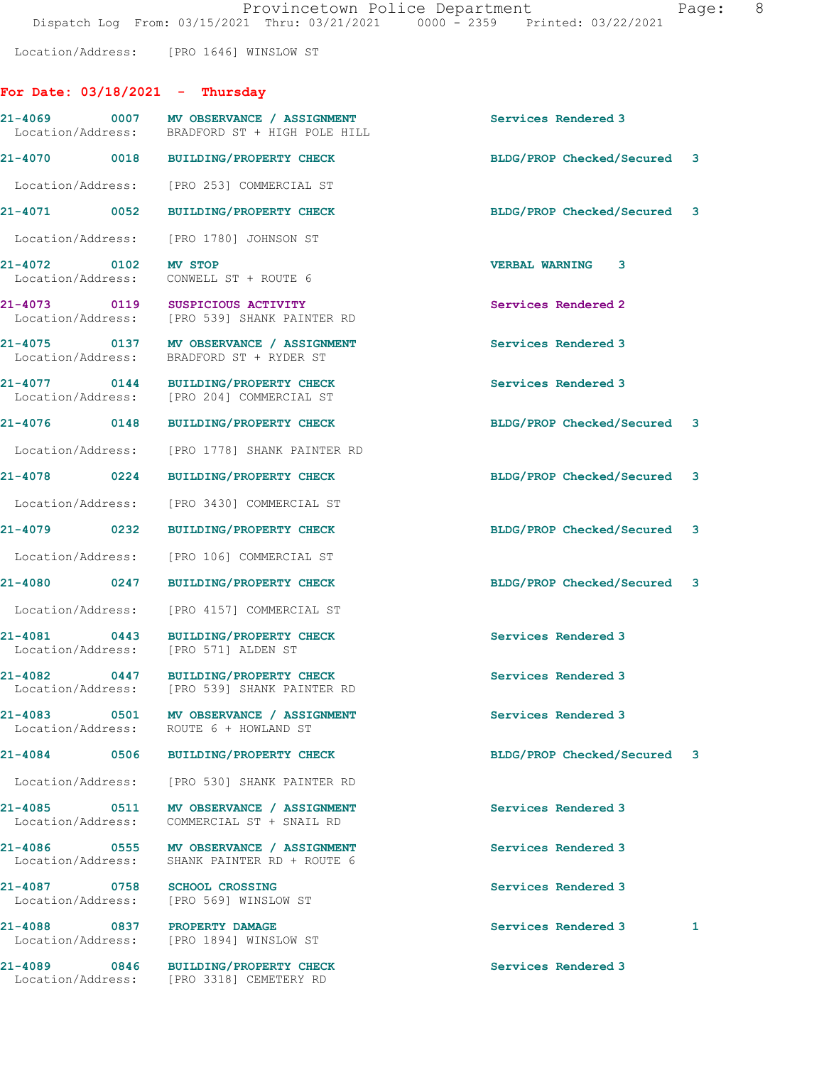Location/Address: [PRO 1646] WINSLOW ST

## For Date: 03/18/2021 - Thursday

21-4069 0007 MV OBSERVANCE / ASSIGNMENT Services Rendered 3
Location/Address: BRADFORD ST + HIGH POLE HILL

21-4070 0018 BUILDING/PROPERTY CHECK BLDG/PROP Checked/Secured 3
Location/Address: [PRO 253] COMMERCIAL ST

21-4071 0052 BUILDING/PROPERTY CHECK BLDG/PROP Checked/Secured 3
Location/Address: [PRO 1780] JOHNSON ST

21-4072 0102 MV STOP VERBAL WARNING 3
Location/Address: CONWELL ST + ROUTE 6

21-4073 0119 SUSPICIOUS ACTIVITY Services Rendered 2
Location/Address: [PRO 539] SHANK PAINTER RD

21-4075 0137 MV OBSERVANCE / ASSIGNMENT Services Rendered 3
Location/Address: BRADFORD ST + RYDER ST

21-4077 0144 BUILDING/PROPERTY CHECK Services Rendered 3
Location/Address: [PRO 204] COMMERCIAL ST

21-4076 0148 BUILDING/PROPERTY CHECK BLDG/PROP Checked/Secured 3
Location/Address: [PRO 1778] SHANK PAINTER RD

21-4078 0224 BUILDING/PROPERTY CHECK BLDG/PROP Checked/Secured 3
Location/Address: [PRO 3430] COMMERCIAL ST

21-4079 0232 BUILDING/PROPERTY CHECK BLDG/PROP Checked/Secured 3
Location/Address: [PRO 106] COMMERCIAL ST

21-4080 0247 BUILDING/PROPERTY CHECK BLDG/PROP Checked/Secured 3
Location/Address: [PRO 4157] COMMERCIAL ST

21-4081 0443 BUILDING/PROPERTY CHECK Services Rendered 3
Location/Address: [PRO 571] ALDEN ST

21-4082 0447 BUILDING/PROPERTY CHECK Services Rendered 3
Location/Address: [PRO 539] SHANK PAINTER RD

21-4083 0501 MV OBSERVANCE / ASSIGNMENT Services Rendered 3
Location/Address: ROUTE 6 + HOWLAND ST

21-4084 0506 BUILDING/PROPERTY CHECK BLDG/PROP Checked/Secured 3
Location/Address: [PRO 530] SHANK PAINTER RD

21-4085 0511 MV OBSERVANCE / ASSIGNMENT Services Rendered 3
Location/Address: COMMERCIAL ST + SNAIL RD

21-4086 0555 MV OBSERVANCE / ASSIGNMENT Services Rendered 3
Location/Address: SHANK PAINTER RD + ROUTE 6

21-4087 0758 SCHOOL CROSSING Services Rendered 3
Location/Address: [PRO 569] WINSLOW ST

21-4088 0837 PROPERTY DAMAGE Services Rendered 3 1
Location/Address: [PRO 1894] WINSLOW ST

21-4089 0846 BUILDING/PROPERTY CHECK Services Rendered 3
Location/Address: [PRO 3318] CEMETERY RD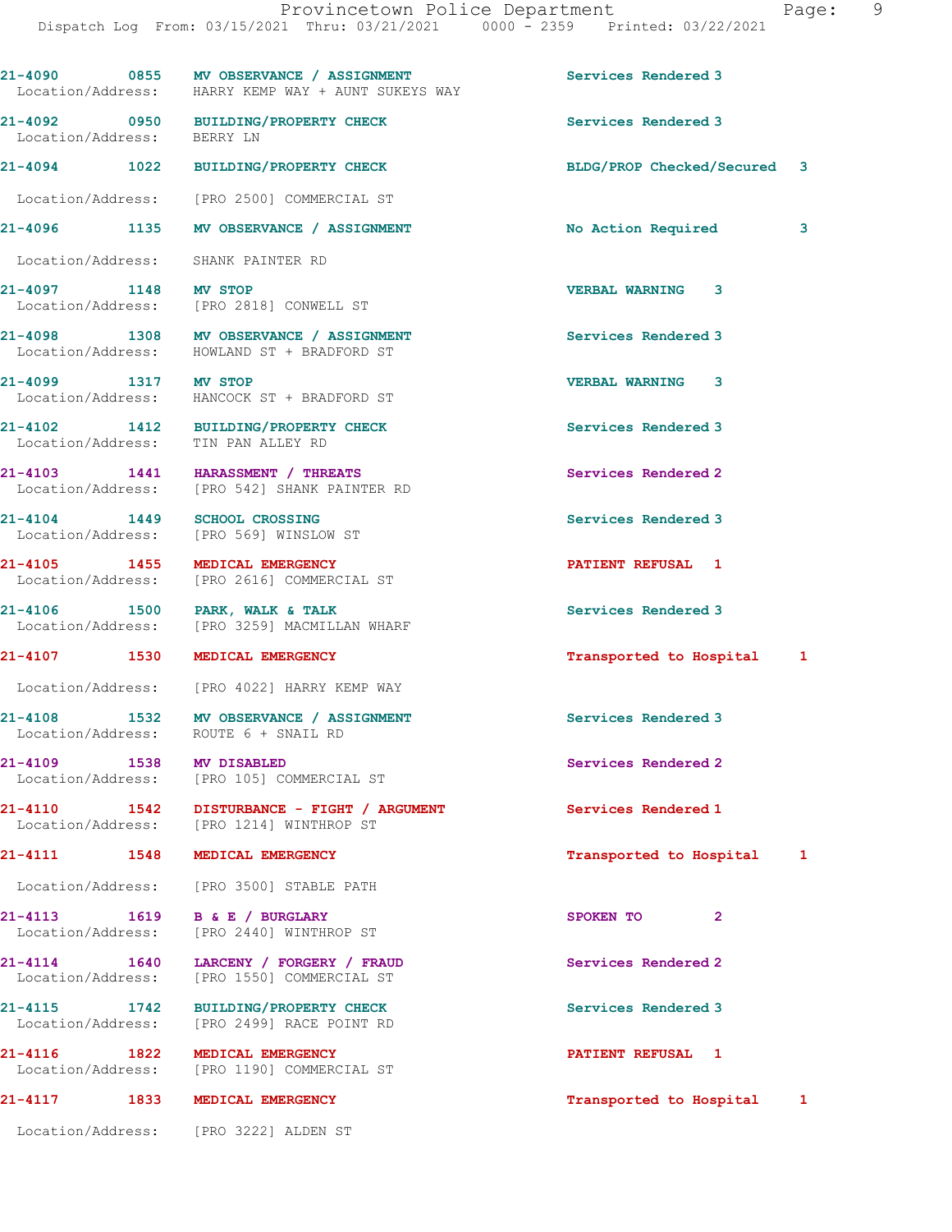21-4090 0855 MV OBSERVANCE / ASSIGNMENT Services Rendered 3
Location/Address: HARRY KEMP WAY + AUNT SUKEYS WAY

21-4092 0950 BUILDING/PROPERTY CHECK Services Rendered 3
Location/Address: BERRY LN

21-4094 1022 BUILDING/PROPERTY CHECK BLDG/PROP Checked/Secured 3
Location/Address: [PRO 2500] COMMERCIAL ST

21-4096 1135 MV OBSERVANCE / ASSIGNMENT No Action Required 3
Location/Address: SHANK PAINTER RD

21-4097 1148 MV STOP VERBAL WARNING 3
Location/Address: [PRO 2818] CONWELL ST

21-4098 1308 MV OBSERVANCE / ASSIGNMENT Services Rendered 3
Location/Address: HOWLAND ST + BRADFORD ST

21-4099 1317 MV STOP VERBAL WARNING 3
Location/Address: HANCOCK ST + BRADFORD ST

21-4102 1412 BUILDING/PROPERTY CHECK Services Rendered 3
Location/Address: TIN PAN ALLEY RD

21-4103 1441 HARASSMENT / THREATS Services Rendered 2
Location/Address: [PRO 542] SHANK PAINTER RD

21-4104 1449 SCHOOL CROSSING Services Rendered 3
Location/Address: [PRO 569] WINSLOW ST

21-4105 1455 MEDICAL EMERGENCY PATIENT REFUSAL 1
Location/Address: [PRO 2616] COMMERCIAL ST

21-4106 1500 PARK, WALK & TALK Services Rendered 3
Location/Address: [PRO 3259] MACMILLAN WHARF

21-4107 1530 MEDICAL EMERGENCY Transported to Hospital 1
Location/Address: [PRO 4022] HARRY KEMP WAY

21-4108 1532 MV OBSERVANCE / ASSIGNMENT Services Rendered 3
Location/Address: ROUTE 6 + SNAIL RD

21-4109 1538 MV DISABLED Services Rendered 2
Location/Address: [PRO 105] COMMERCIAL ST

21-4110 1542 DISTURBANCE - FIGHT / ARGUMENT Services Rendered 1
Location/Address: [PRO 1214] WINTHROP ST

21-4111 1548 MEDICAL EMERGENCY Transported to Hospital 1
Location/Address: [PRO 3500] STABLE PATH

21-4113 1619 B & E / BURGLARY SPOKEN TO 2
Location/Address: [PRO 2440] WINTHROP ST

21-4114 1640 LARCENY / FORGERY / FRAUD Services Rendered 2
Location/Address: [PRO 1550] COMMERCIAL ST

21-4115 1742 BUILDING/PROPERTY CHECK Services Rendered 3
Location/Address: [PRO 2499] RACE POINT RD

21-4116 1822 MEDICAL EMERGENCY PATIENT REFUSAL 1
Location/Address: [PRO 1190] COMMERCIAL ST

21-4117 1833 MEDICAL EMERGENCY Transported to Hospital 1
Location/Address: [PRO 3222] ALDEN ST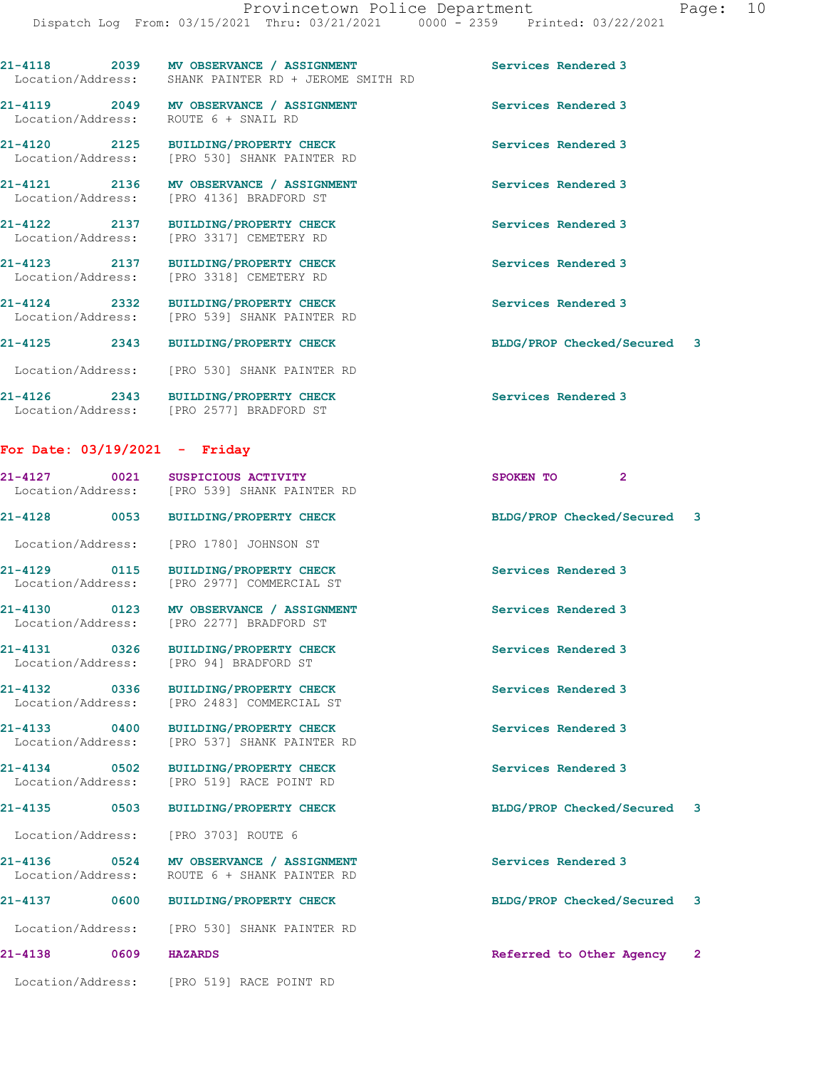21-4118 2039 MV OBSERVANCE / ASSIGNMENT Services Rendered 3
Location/Address: SHANK PAINTER RD + JEROME SMITH RD

21-4119 2049 MV OBSERVANCE / ASSIGNMENT Services Rendered 3
Location/Address: ROUTE 6 + SNAIL RD

21-4120 2125 BUILDING/PROPERTY CHECK Services Rendered 3
Location/Address: [PRO 530] SHANK PAINTER RD

21-4121 2136 MV OBSERVANCE / ASSIGNMENT Services Rendered 3
Location/Address: [PRO 4136] BRADFORD ST

21-4122 2137 BUILDING/PROPERTY CHECK Services Rendered 3
Location/Address: [PRO 3317] CEMETERY RD

21-4123 2137 BUILDING/PROPERTY CHECK Services Rendered 3
Location/Address: [PRO 3318] CEMETERY RD

21-4124 2332 BUILDING/PROPERTY CHECK Services Rendered 3
Location/Address: [PRO 539] SHANK PAINTER RD

21-4125 2343 BUILDING/PROPERTY CHECK BLDG/PROP Checked/Secured 3
Location/Address: [PRO 530] SHANK PAINTER RD

21-4126 2343 BUILDING/PROPERTY CHECK Services Rendered 3
Location/Address: [PRO 2577] BRADFORD ST

**For Date: 03/19/2021 - Friday**

21-4127 0021 SUSPICIOUS ACTIVITY SPOKEN TO 2
Location/Address: [PRO 539] SHANK PAINTER RD

21-4128 0053 BUILDING/PROPERTY CHECK BLDG/PROP Checked/Secured 3
Location/Address: [PRO 1780] JOHNSON ST

21-4129 0115 BUILDING/PROPERTY CHECK Services Rendered 3
Location/Address: [PRO 2977] COMMERCIAL ST

21-4130 0123 MV OBSERVANCE / ASSIGNMENT Services Rendered 3
Location/Address: [PRO 2277] BRADFORD ST

21-4131 0326 BUILDING/PROPERTY CHECK Services Rendered 3
Location/Address: [PRO 94] BRADFORD ST

21-4132 0336 BUILDING/PROPERTY CHECK Services Rendered 3
Location/Address: [PRO 2483] COMMERCIAL ST

21-4133 0400 BUILDING/PROPERTY CHECK Services Rendered 3
Location/Address: [PRO 537] SHANK PAINTER RD

21-4134 0502 BUILDING/PROPERTY CHECK Services Rendered 3
Location/Address: [PRO 519] RACE POINT RD

21-4135 0503 BUILDING/PROPERTY CHECK BLDG/PROP Checked/Secured 3
Location/Address: [PRO 3703] ROUTE 6

21-4136 0524 MV OBSERVANCE / ASSIGNMENT Services Rendered 3
Location/Address: ROUTE 6 + SHANK PAINTER RD

21-4137 0600 BUILDING/PROPERTY CHECK BLDG/PROP Checked/Secured 3
Location/Address: [PRO 530] SHANK PAINTER RD

21-4138 0609 HAZARDS Referred to Other Agency 2
Location/Address: [PRO 519] RACE POINT RD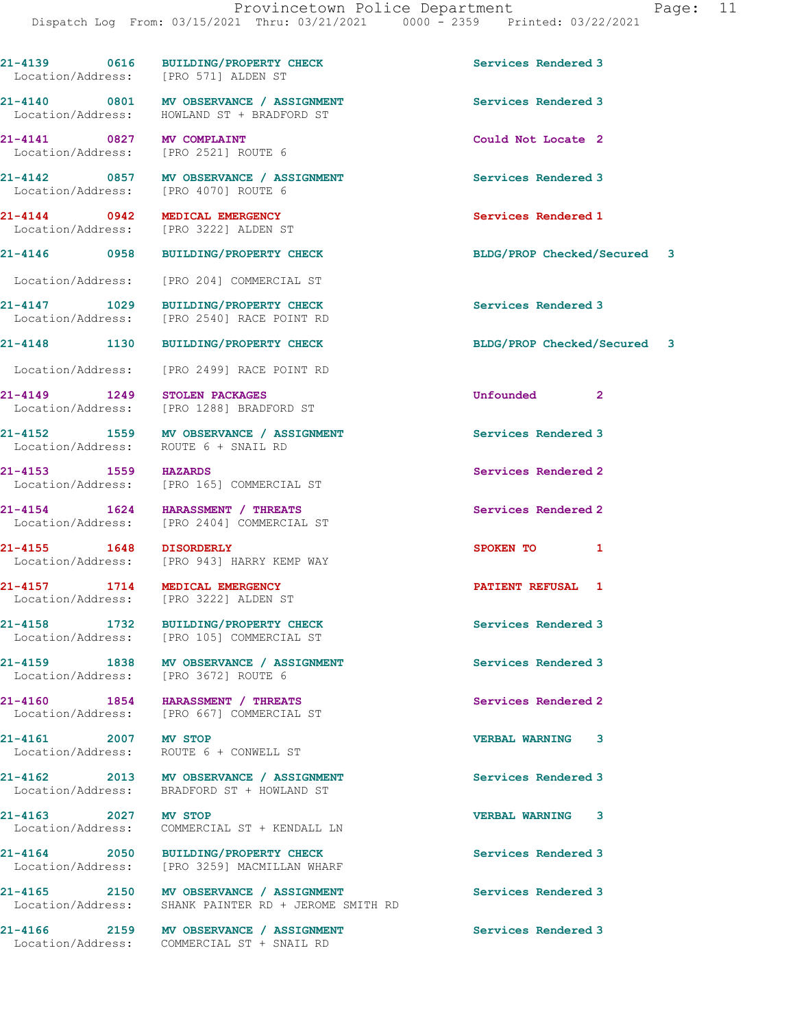21-4139 0616 BUILDING/PROPERTY CHECK Services Rendered 3
Location/Address: [PRO 571] ALDEN ST

21-4140 0801 MV OBSERVANCE / ASSIGNMENT Services Rendered 3
Location/Address: HOWLAND ST + BRADFORD ST

21-4141 0827 MV COMPLAINT Could Not Locate 2
Location/Address: [PRO 2521] ROUTE 6

21-4142 0857 MV OBSERVANCE / ASSIGNMENT Services Rendered 3
Location/Address: [PRO 4070] ROUTE 6

21-4144 0942 MEDICAL EMERGENCY Services Rendered 1
Location/Address: [PRO 3222] ALDEN ST

21-4146 0958 BUILDING/PROPERTY CHECK BLDG/PROP Checked/Secured 3
Location/Address: [PRO 204] COMMERCIAL ST

21-4147 1029 BUILDING/PROPERTY CHECK Services Rendered 3
Location/Address: [PRO 2540] RACE POINT RD

21-4148 1130 BUILDING/PROPERTY CHECK BLDG/PROP Checked/Secured 3
Location/Address: [PRO 2499] RACE POINT RD

21-4149 1249 STOLEN PACKAGES Unfounded 2
Location/Address: [PRO 1288] BRADFORD ST

21-4152 1559 MV OBSERVANCE / ASSIGNMENT Services Rendered 3
Location/Address: ROUTE 6 + SNAIL RD

21-4153 1559 HAZARDS Services Rendered 2
Location/Address: [PRO 165] COMMERCIAL ST

21-4154 1624 HARASSMENT / THREATS Services Rendered 2
Location/Address: [PRO 2404] COMMERCIAL ST

21-4155 1648 DISORDERLY SPOKEN TO 1
Location/Address: [PRO 943] HARRY KEMP WAY

21-4157 1714 MEDICAL EMERGENCY PATIENT REFUSAL 1
Location/Address: [PRO 3222] ALDEN ST

21-4158 1732 BUILDING/PROPERTY CHECK Services Rendered 3
Location/Address: [PRO 105] COMMERCIAL ST

21-4159 1838 MV OBSERVANCE / ASSIGNMENT Services Rendered 3
Location/Address: [PRO 3672] ROUTE 6

21-4160 1854 HARASSMENT / THREATS Services Rendered 2
Location/Address: [PRO 667] COMMERCIAL ST

21-4161 2007 MV STOP VERBAL WARNING 3
Location/Address: ROUTE 6 + CONWELL ST

21-4162 2013 MV OBSERVANCE / ASSIGNMENT Services Rendered 3
Location/Address: BRADFORD ST + HOWLAND ST

21-4163 2027 MV STOP VERBAL WARNING 3
Location/Address: COMMERCIAL ST + KENDALL LN

21-4164 2050 BUILDING/PROPERTY CHECK Services Rendered 3
Location/Address: [PRO 3259] MACMILLAN WHARF

21-4165 2150 MV OBSERVANCE / ASSIGNMENT Services Rendered 3
Location/Address: SHANK PAINTER RD + JEROME SMITH RD

21-4166 2159 MV OBSERVANCE / ASSIGNMENT Services Rendered 3
Location/Address: COMMERCIAL ST + SNAIL RD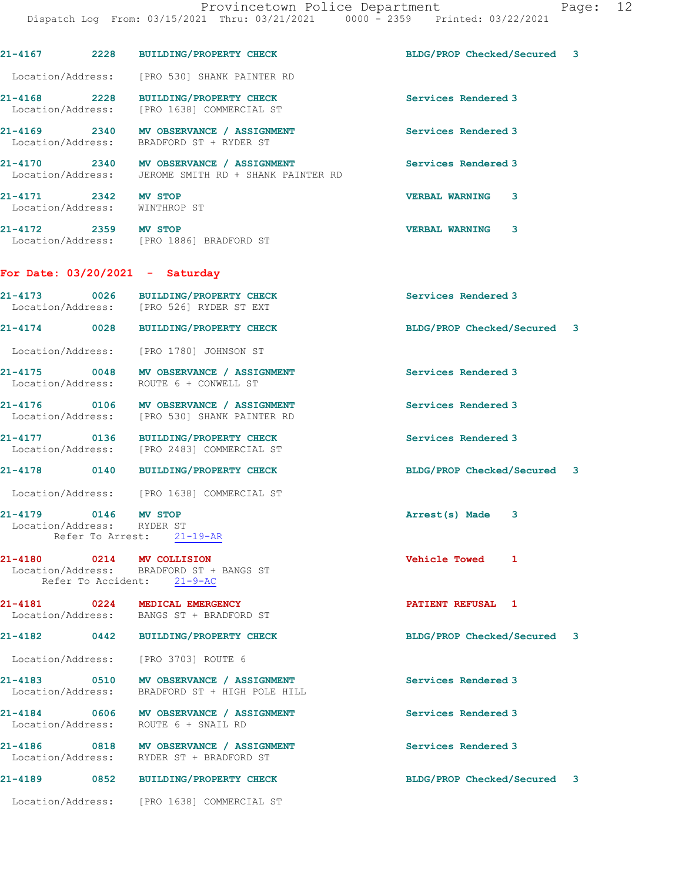21-4167 2228 BUILDING/PROPERTY CHECK BLDG/PROP Checked/Secured 3

Location/Address: [PRO 530] SHANK PAINTER RD

21-4168 2228 BUILDING/PROPERTY CHECK Services Rendered 3
Location/Address: [PRO 1638] COMMERCIAL ST

21-4169 2340 MV OBSERVANCE / ASSIGNMENT Services Rendered 3
Location/Address: BRADFORD ST + RYDER ST

21-4170 2340 MV OBSERVANCE / ASSIGNMENT Services Rendered 3
Location/Address: JEROME SMITH RD + SHANK PAINTER RD

21-4171 2342 MV STOP VERBAL WARNING 3
Location/Address: WINTHROP ST

21-4172 2359 MV STOP VERBAL WARNING 3
Location/Address: [PRO 1886] BRADFORD ST

**For Date: 03/20/2021 - Saturday**

21-4173 0026 BUILDING/PROPERTY CHECK Services Rendered 3
Location/Address: [PRO 526] RYDER ST EXT

21-4174 0028 BUILDING/PROPERTY CHECK BLDG/PROP Checked/Secured 3

Location/Address: [PRO 1780] JOHNSON ST

21-4175 0048 MV OBSERVANCE / ASSIGNMENT Services Rendered 3
Location/Address: ROUTE 6 + CONWELL ST

21-4176 0106 MV OBSERVANCE / ASSIGNMENT Services Rendered 3
Location/Address: [PRO 530] SHANK PAINTER RD

21-4177 0136 BUILDING/PROPERTY CHECK Services Rendered 3
Location/Address: [PRO 2483] COMMERCIAL ST

21-4178 0140 BUILDING/PROPERTY CHECK BLDG/PROP Checked/Secured 3

Location/Address: [PRO 1638] COMMERCIAL ST

21-4179 0146 MV STOP Arrest(s) Made 3
Location/Address: RYDER ST
Refer To Arrest: 21-19-AR

21-4180 0214 MV COLLISION Vehicle Towed 1
Location/Address: BRADFORD ST + BANGS ST
Refer To Accident: 21-9-AC

21-4181 0224 MEDICAL EMERGENCY PATIENT REFUSAL 1
Location/Address: BANGS ST + BRADFORD ST

21-4182 0442 BUILDING/PROPERTY CHECK BLDG/PROP Checked/Secured 3

Location/Address: [PRO 3703] ROUTE 6

21-4183 0510 MV OBSERVANCE / ASSIGNMENT Services Rendered 3
Location/Address: BRADFORD ST + HIGH POLE HILL

21-4184 0606 MV OBSERVANCE / ASSIGNMENT Services Rendered 3
Location/Address: ROUTE 6 + SNAIL RD

21-4186 0818 MV OBSERVANCE / ASSIGNMENT Services Rendered 3
Location/Address: RYDER ST + BRADFORD ST

21-4189 0852 BUILDING/PROPERTY CHECK BLDG/PROP Checked/Secured 3

Location/Address: [PRO 1638] COMMERCIAL ST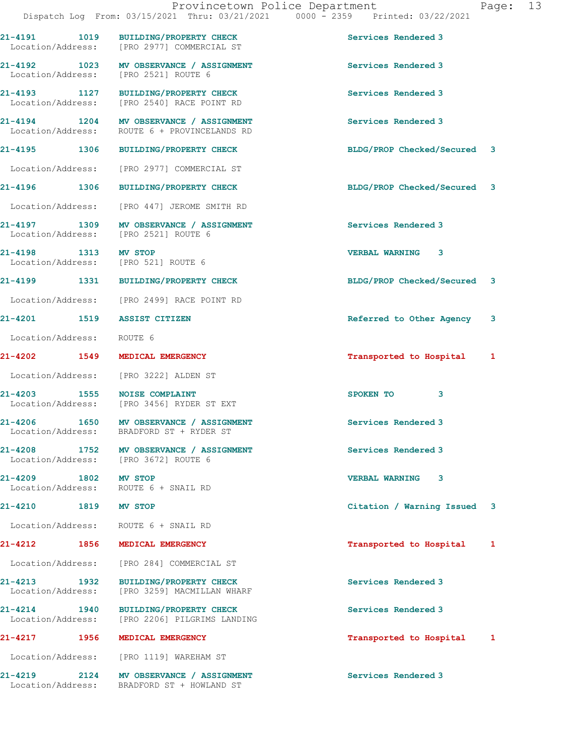21-4191 1019 BUILDING/PROPERTY CHECK Services Rendered 3
Location/Address: [PRO 2977] COMMERCIAL ST

21-4192 1023 MV OBSERVANCE / ASSIGNMENT Services Rendered 3
Location/Address: [PRO 2521] ROUTE 6

21-4193 1127 BUILDING/PROPERTY CHECK Services Rendered 3
Location/Address: [PRO 2540] RACE POINT RD

21-4194 1204 MV OBSERVANCE / ASSIGNMENT Services Rendered 3
Location/Address: ROUTE 6 + PROVINCELANDS RD

21-4195 1306 BUILDING/PROPERTY CHECK BLDG/PROP Checked/Secured 3
Location/Address: [PRO 2977] COMMERCIAL ST

21-4196 1306 BUILDING/PROPERTY CHECK BLDG/PROP Checked/Secured 3
Location/Address: [PRO 447] JEROME SMITH RD

21-4197 1309 MV OBSERVANCE / ASSIGNMENT Services Rendered 3
Location/Address: [PRO 2521] ROUTE 6

21-4198 1313 MV STOP VERBAL WARNING 3
Location/Address: [PRO 521] ROUTE 6

21-4199 1331 BUILDING/PROPERTY CHECK BLDG/PROP Checked/Secured 3
Location/Address: [PRO 2499] RACE POINT RD

21-4201 1519 ASSIST CITIZEN Referred to Other Agency 3
Location/Address: ROUTE 6

21-4202 1549 MEDICAL EMERGENCY Transported to Hospital 1
Location/Address: [PRO 3222] ALDEN ST

21-4203 1555 NOISE COMPLAINT SPOKEN TO 3
Location/Address: [PRO 3456] RYDER ST EXT

21-4206 1650 MV OBSERVANCE / ASSIGNMENT Services Rendered 3
Location/Address: BRADFORD ST + RYDER ST

21-4208 1752 MV OBSERVANCE / ASSIGNMENT Services Rendered 3
Location/Address: [PRO 3672] ROUTE 6

21-4209 1802 MV STOP VERBAL WARNING 3
Location/Address: ROUTE 6 + SNAIL RD

21-4210 1819 MV STOP Citation / Warning Issued 3
Location/Address: ROUTE 6 + SNAIL RD

21-4212 1856 MEDICAL EMERGENCY Transported to Hospital 1
Location/Address: [PRO 284] COMMERCIAL ST

21-4213 1932 BUILDING/PROPERTY CHECK Services Rendered 3
Location/Address: [PRO 3259] MACMILLAN WHARF

21-4214 1940 BUILDING/PROPERTY CHECK Services Rendered 3
Location/Address: [PRO 2206] PILGRIMS LANDING

21-4217 1956 MEDICAL EMERGENCY Transported to Hospital 1
Location/Address: [PRO 1119] WAREHAM ST

21-4219 2124 MV OBSERVANCE / ASSIGNMENT Services Rendered 3
Location/Address: BRADFORD ST + HOWLAND ST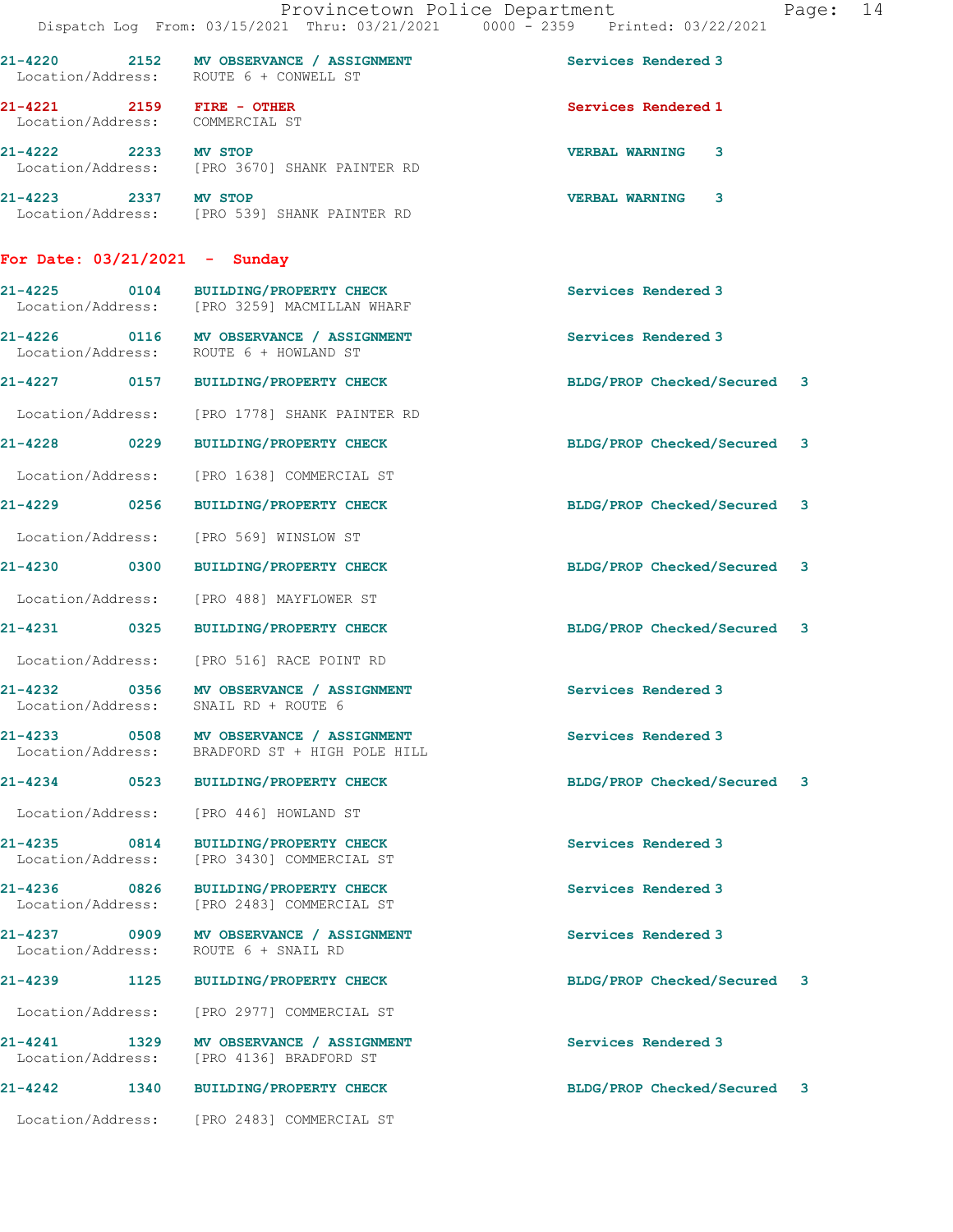21-4220 2152 **MV OBSERVANCE / ASSIGNMENT** Services Rendered 3
Location/Address: ROUTE 6 + CONWELL ST

21-4221 2159 **FIRE - OTHER** Services Rendered 1
Location/Address: COMMERCIAL ST

21-4222 2233 **MV STOP** VERBAL WARNING 3
Location/Address: [PRO 3670] SHANK PAINTER RD

21-4223 2337 **MV STOP** VERBAL WARNING 3
Location/Address: [PRO 539] SHANK PAINTER RD

## For Date: 03/21/2021 - Sunday

21-4225 0104 **BUILDING/PROPERTY CHECK** Services Rendered 3
Location/Address: [PRO 3259] MACMILLAN WHARF

21-4226 0116 **MV OBSERVANCE / ASSIGNMENT** Services Rendered 3
Location/Address: ROUTE 6 + HOWLAND ST

21-4227 0157 **BUILDING/PROPERTY CHECK** BLDG/PROP Checked/Secured 3
Location/Address: [PRO 1778] SHANK PAINTER RD

21-4228 0229 **BUILDING/PROPERTY CHECK** BLDG/PROP Checked/Secured 3
Location/Address: [PRO 1638] COMMERCIAL ST

21-4229 0256 **BUILDING/PROPERTY CHECK** BLDG/PROP Checked/Secured 3
Location/Address: [PRO 569] WINSLOW ST

21-4230 0300 **BUILDING/PROPERTY CHECK** BLDG/PROP Checked/Secured 3
Location/Address: [PRO 488] MAYFLOWER ST

21-4231 0325 **BUILDING/PROPERTY CHECK** BLDG/PROP Checked/Secured 3
Location/Address: [PRO 516] RACE POINT RD

21-4232 0356 **MV OBSERVANCE / ASSIGNMENT** Services Rendered 3
Location/Address: SNAIL RD + ROUTE 6

21-4233 0508 **MV OBSERVANCE / ASSIGNMENT** Services Rendered 3
Location/Address: BRADFORD ST + HIGH POLE HILL

21-4234 0523 **BUILDING/PROPERTY CHECK** BLDG/PROP Checked/Secured 3
Location/Address: [PRO 446] HOWLAND ST

21-4235 0814 **BUILDING/PROPERTY CHECK** Services Rendered 3
Location/Address: [PRO 3430] COMMERCIAL ST

21-4236 0826 **BUILDING/PROPERTY CHECK** Services Rendered 3
Location/Address: [PRO 2483] COMMERCIAL ST

21-4237 0909 **MV OBSERVANCE / ASSIGNMENT** Services Rendered 3
Location/Address: ROUTE 6 + SNAIL RD

21-4239 1125 **BUILDING/PROPERTY CHECK** BLDG/PROP Checked/Secured 3
Location/Address: [PRO 2977] COMMERCIAL ST

21-4241 1329 **MV OBSERVANCE / ASSIGNMENT** Services Rendered 3
Location/Address: [PRO 4136] BRADFORD ST

21-4242 1340 **BUILDING/PROPERTY CHECK** BLDG/PROP Checked/Secured 3
Location/Address: [PRO 2483] COMMERCIAL ST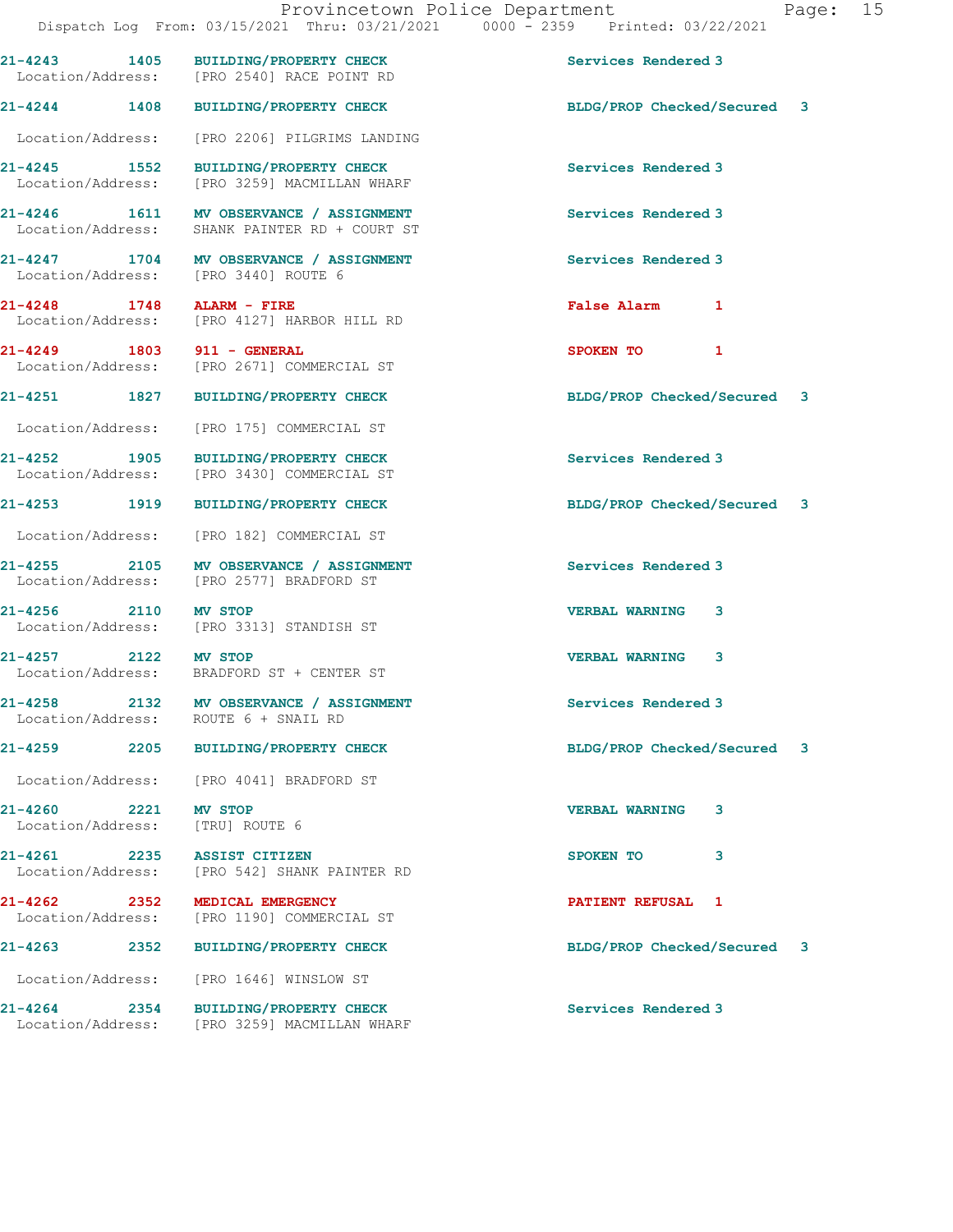21-4243 1405 BUILDING/PROPERTY CHECK Services Rendered 3
Location/Address: [PRO 2540] RACE POINT RD

21-4244 1408 BUILDING/PROPERTY CHECK BLDG/PROP Checked/Secured 3
Location/Address: [PRO 2206] PILGRIMS LANDING

21-4245 1552 BUILDING/PROPERTY CHECK Services Rendered 3
Location/Address: [PRO 3259] MACMILLAN WHARF

21-4246 1611 MV OBSERVANCE / ASSIGNMENT Services Rendered 3
Location/Address: SHANK PAINTER RD + COURT ST

21-4247 1704 MV OBSERVANCE / ASSIGNMENT Services Rendered 3
Location/Address: [PRO 3440] ROUTE 6

21-4248 1748 ALARM - FIRE False Alarm 1
Location/Address: [PRO 4127] HARBOR HILL RD

21-4249 1803 911 - GENERAL SPOKEN TO 1
Location/Address: [PRO 2671] COMMERCIAL ST

21-4251 1827 BUILDING/PROPERTY CHECK BLDG/PROP Checked/Secured 3
Location/Address: [PRO 175] COMMERCIAL ST

21-4252 1905 BUILDING/PROPERTY CHECK Services Rendered 3
Location/Address: [PRO 3430] COMMERCIAL ST

21-4253 1919 BUILDING/PROPERTY CHECK BLDG/PROP Checked/Secured 3
Location/Address: [PRO 182] COMMERCIAL ST

21-4255 2105 MV OBSERVANCE / ASSIGNMENT Services Rendered 3
Location/Address: [PRO 2577] BRADFORD ST

21-4256 2110 MV STOP VERBAL WARNING 3
Location/Address: [PRO 3313] STANDISH ST

21-4257 2122 MV STOP VERBAL WARNING 3
Location/Address: BRADFORD ST + CENTER ST

21-4258 2132 MV OBSERVANCE / ASSIGNMENT Services Rendered 3
Location/Address: ROUTE 6 + SNAIL RD

21-4259 2205 BUILDING/PROPERTY CHECK BLDG/PROP Checked/Secured 3
Location/Address: [PRO 4041] BRADFORD ST

21-4260 2221 MV STOP VERBAL WARNING 3
Location/Address: [TRU] ROUTE 6

21-4261 2235 ASSIST CITIZEN SPOKEN TO 3
Location/Address: [PRO 542] SHANK PAINTER RD

21-4262 2352 MEDICAL EMERGENCY PATIENT REFUSAL 1
Location/Address: [PRO 1190] COMMERCIAL ST

21-4263 2352 BUILDING/PROPERTY CHECK BLDG/PROP Checked/Secured 3
Location/Address: [PRO 1646] WINSLOW ST

21-4264 2354 BUILDING/PROPERTY CHECK Services Rendered 3
Location/Address: [PRO 3259] MACMILLAN WHARF